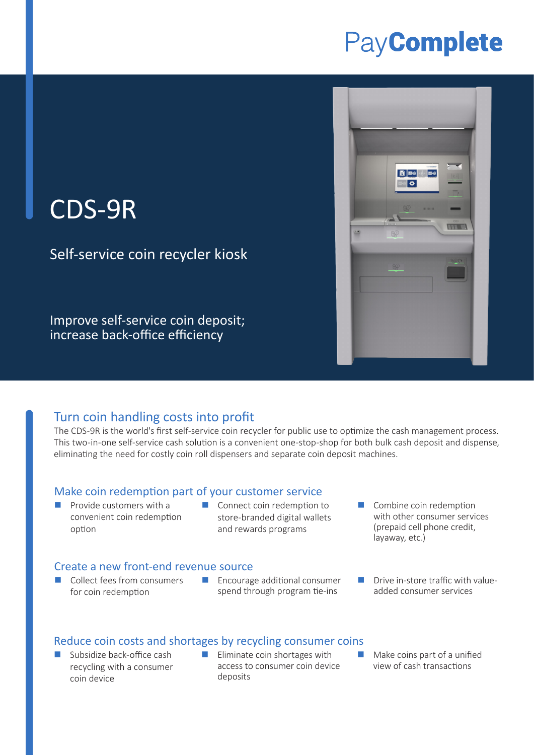PayComplete

# CDS-9R

Self-service coin recycler kiosk

Improve self-service coin deposit; increase back-office efficiency

## Turn coin handling costs into profit

The CDS-9R is the world's first self-service coin recycler for public use to optimize the cash management process. This two-in-one self-service cash solution is a convenient one-stop-shop for both bulk cash deposit and dispense, eliminating the need for costly coin roll dispensers and separate coin deposit machines.

## Make coin redemption part of your customer service

- Provide customers with a convenient coin redemption option
- Connect coin redemption to store-branded digital wallets and rewards programs
- Combine coin redemption with other consumer services (prepaid cell phone credit, layaway, etc.)

## Create a new front-end revenue source

- Collect fees from consumers for coin redemption
- Encourage additional consumer spend through program tie-ins
- Drive in-store traffic with value-added consumer services

## Reduce coin costs and shortages by recycling consumer coins

- Subsidize back-office cash recycling with a consumer coin device
- Eliminate coin shortages with access to consumer coin device deposits
- Make coins part of a unified view of cash transactions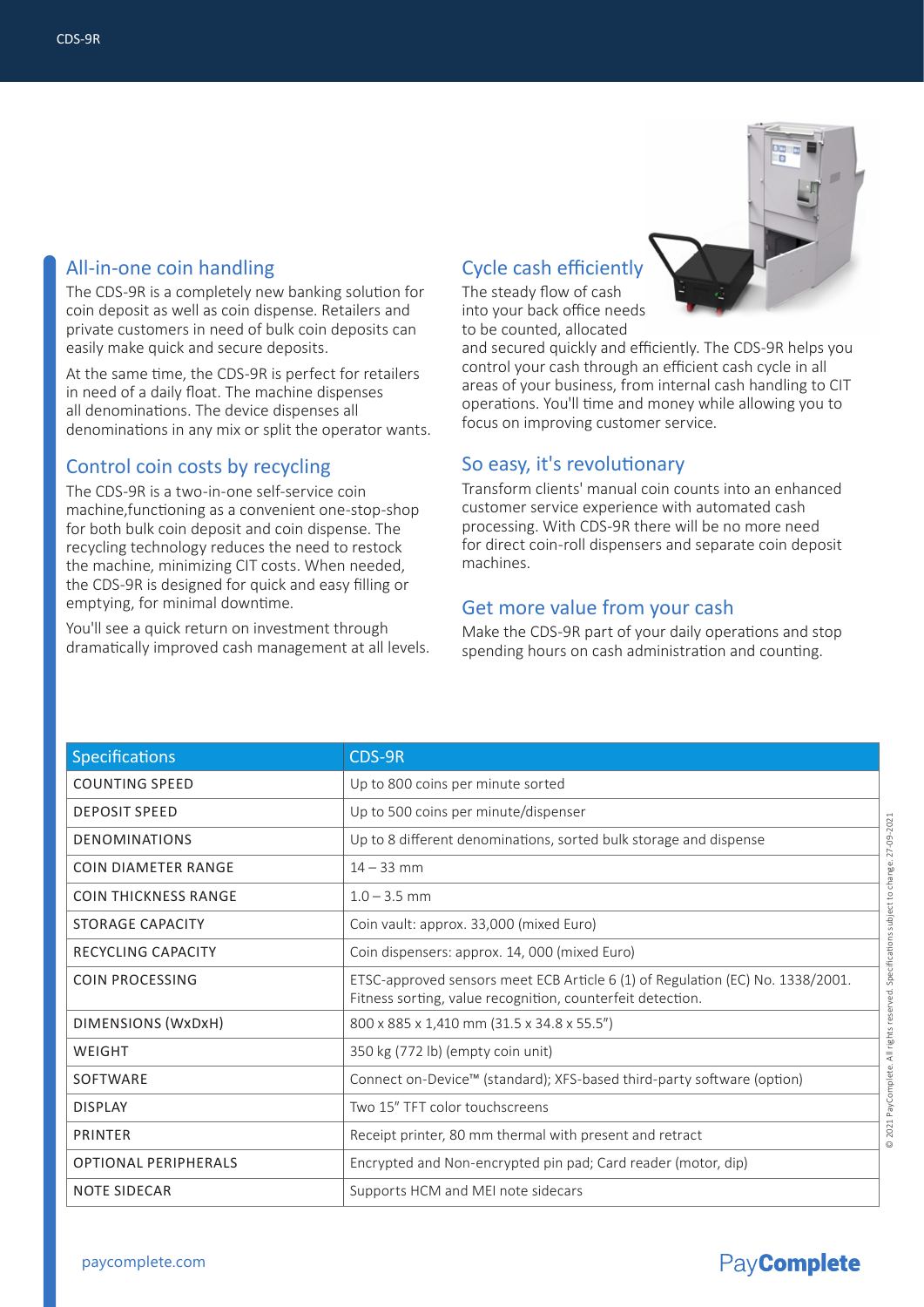## All-in-one coin handling

The CDS-9R is a completely new banking solution for coin deposit as well as coin dispense. Retailers and private customers in need of bulk coin deposits can easily make quick and secure deposits.

At the same time, the CDS-9R is perfect for retailers in need of a daily float. The machine dispenses all denominations. The device dispenses all denominations in any mix or split the operator wants.

## Control coin costs by recycling

The CDS-9R is a two-in-one self-service coin machine,functioning as a convenient one-stop-shop for both bulk coin deposit and coin dispense. The recycling technology reduces the need to restock the machine, minimizing CIT costs. When needed, the CDS-9R is designed for quick and easy filling or emptying, for minimal downtime.

You'll see a quick return on investment through dramatically improved cash management at all levels.

## Cycle cash efficiently

The steady flow of cash into your back office needs to be counted, allocated and secured quickly and efficiently. The CDS-9R helps you control your cash through an efficient cash cycle in all areas of your business, from internal cash handling to CIT operations. You'll time and money while allowing you to focus on improving customer service.

## So easy, it's revolutionary

Transform clients' manual coin counts into an enhanced customer service experience with automated cash processing. With CDS-9R there will be no more need for direct coin-roll dispensers and separate coin deposit machines.

## Get more value from your cash

Make the CDS-9R part of your daily operations and stop spending hours on cash administration and counting.

| Specifications | CDS-9R |
|---|---|
| COUNTING SPEED | Up to 800 coins per minute sorted |
| DEPOSIT SPEED | Up to 500 coins per minute/dispenser |
| DENOMINATIONS | Up to 8 different denominations, sorted bulk storage and dispense |
| COIN DIAMETER RANGE | 14 – 33 mm |
| COIN THICKNESS RANGE | 1.0 – 3.5 mm |
| STORAGE CAPACITY | Coin vault: approx. 33,000 (mixed Euro) |
| RECYCLING CAPACITY | Coin dispensers: approx. 14, 000 (mixed Euro) |
| COIN PROCESSING | ETSC-approved sensors meet ECB Article 6 (1) of Regulation (EC) No. 1338/2001. Fitness sorting, value recognition, counterfeit detection. |
| DIMENSIONS (WxDxH) | 800 x 885 x 1,410 mm (31.5 x 34.8 x 55.5") |
| WEIGHT | 350 kg (772 lb) (empty coin unit) |
| SOFTWARE | Connect on-Device™ (standard); XFS-based third-party software (option) |
| DISPLAY | Two 15" TFT color touchscreens |
| PRINTER | Receipt printer, 80 mm thermal with present and retract |
| OPTIONAL PERIPHERALS | Encrypted and Non-encrypted pin pad; Card reader (motor, dip) |
| NOTE SIDECAR | Supports HCM and MEI note sidecars |

© 2021 PayComplete. All rights reserved. Specifications subject to change. 27-09-2021

paycomplete.com

PayComplete